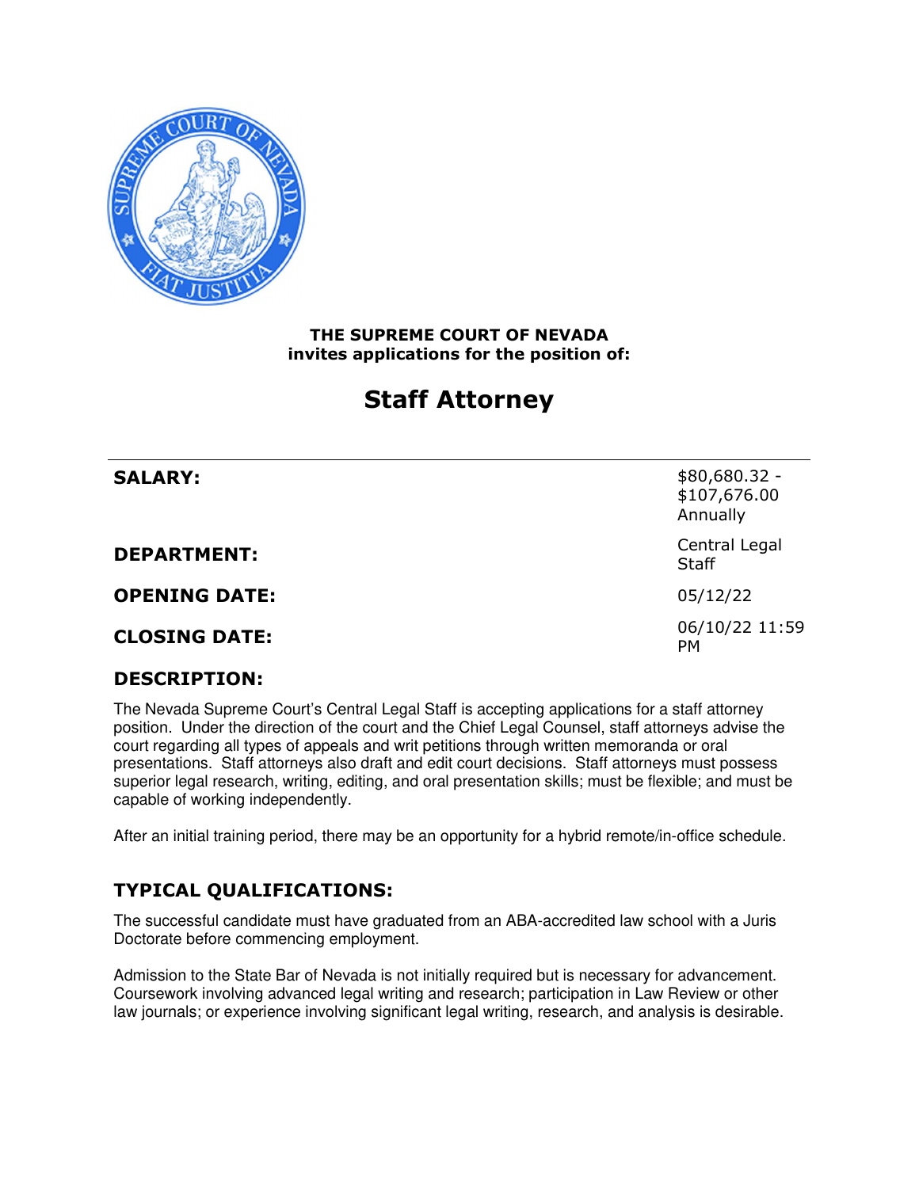**THE SUPREME COURT OF NEVADA**
**invites applications for the position of:**

# Staff Attorney

| | |
|---|---|
| **SALARY:** | $80,680.32 - $107,676.00 Annually |
| **DEPARTMENT:** | Central Legal Staff |
| **OPENING DATE:** | 05/12/22 |
| **CLOSING DATE:** | 06/10/22 11:59 PM |

## DESCRIPTION:

The Nevada Supreme Court's Central Legal Staff is accepting applications for a staff attorney position. Under the direction of the court and the Chief Legal Counsel, staff attorneys advise the court regarding all types of appeals and writ petitions through written memoranda or oral presentations. Staff attorneys also draft and edit court decisions. Staff attorneys must possess superior legal research, writing, editing, and oral presentation skills; must be flexible; and must be capable of working independently.

After an initial training period, there may be an opportunity for a hybrid remote/in-office schedule.

## TYPICAL QUALIFICATIONS:

The successful candidate must have graduated from an ABA-accredited law school with a Juris Doctorate before commencing employment.

Admission to the State Bar of Nevada is not initially required but is necessary for advancement. Coursework involving advanced legal writing and research; participation in Law Review or other law journals; or experience involving significant legal writing, research, and analysis is desirable.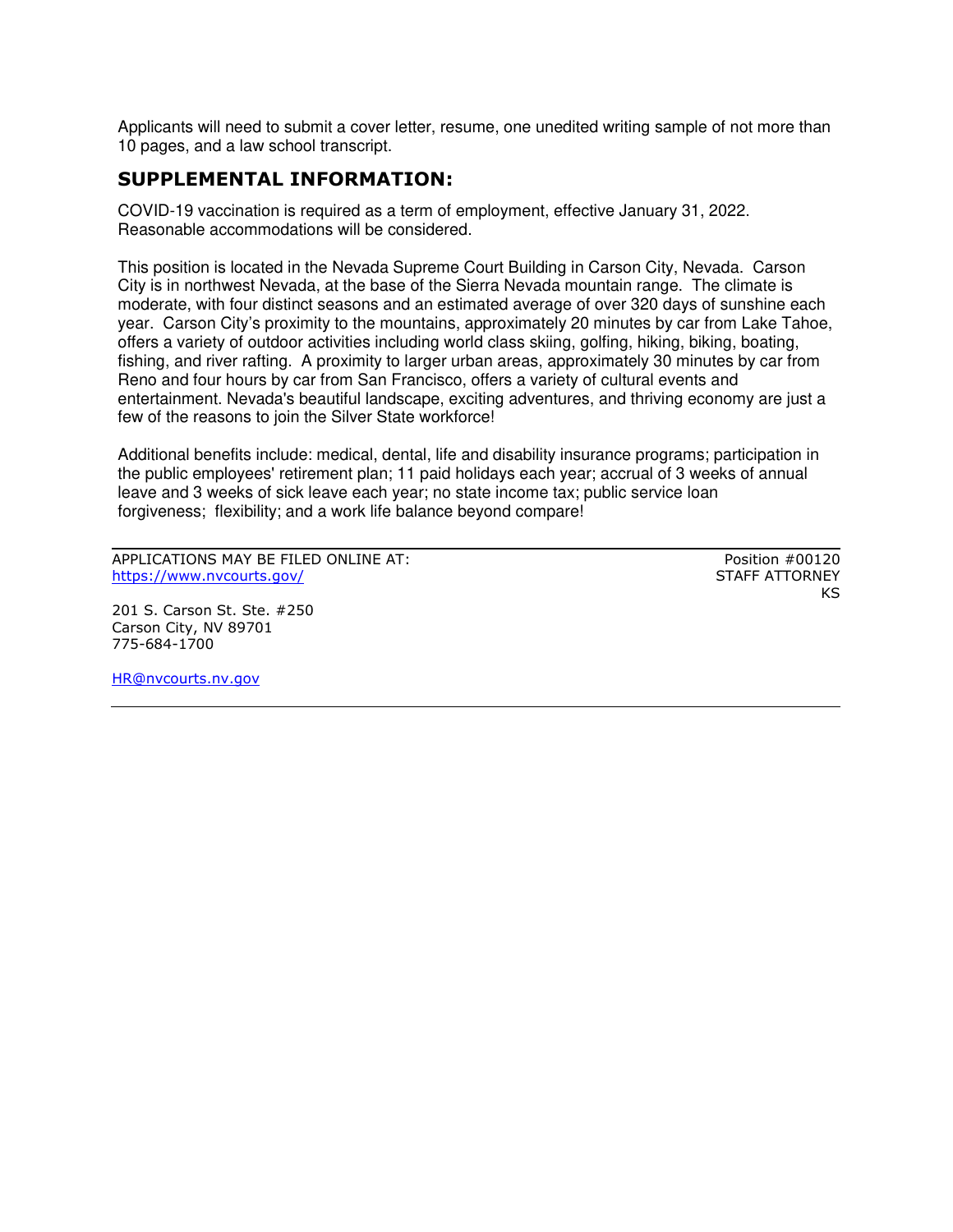Applicants will need to submit a cover letter, resume, one unedited writing sample of not more than 10 pages, and a law school transcript.

## SUPPLEMENTAL INFORMATION:

COVID-19 vaccination is required as a term of employment, effective January 31, 2022. Reasonable accommodations will be considered.

This position is located in the Nevada Supreme Court Building in Carson City, Nevada. Carson City is in northwest Nevada, at the base of the Sierra Nevada mountain range. The climate is moderate, with four distinct seasons and an estimated average of over 320 days of sunshine each year. Carson City's proximity to the mountains, approximately 20 minutes by car from Lake Tahoe, offers a variety of outdoor activities including world class skiing, golfing, hiking, biking, boating, fishing, and river rafting. A proximity to larger urban areas, approximately 30 minutes by car from Reno and four hours by car from San Francisco, offers a variety of cultural events and entertainment. Nevada's beautiful landscape, exciting adventures, and thriving economy are just a few of the reasons to join the Silver State workforce!

Additional benefits include: medical, dental, life and disability insurance programs; participation in the public employees' retirement plan; 11 paid holidays each year; accrual of 3 weeks of annual leave and 3 weeks of sick leave each year; no state income tax; public service loan forgiveness; flexibility; and a work life balance beyond compare!

---

APPLICATIONS MAY BE FILED ONLINE AT:
https://www.nvcourts.gov/

Position #00120
STAFF ATTORNEY
KS

201 S. Carson St. Ste. #250
Carson City, NV 89701
775-684-1700

HR@nvcourts.nv.gov

---